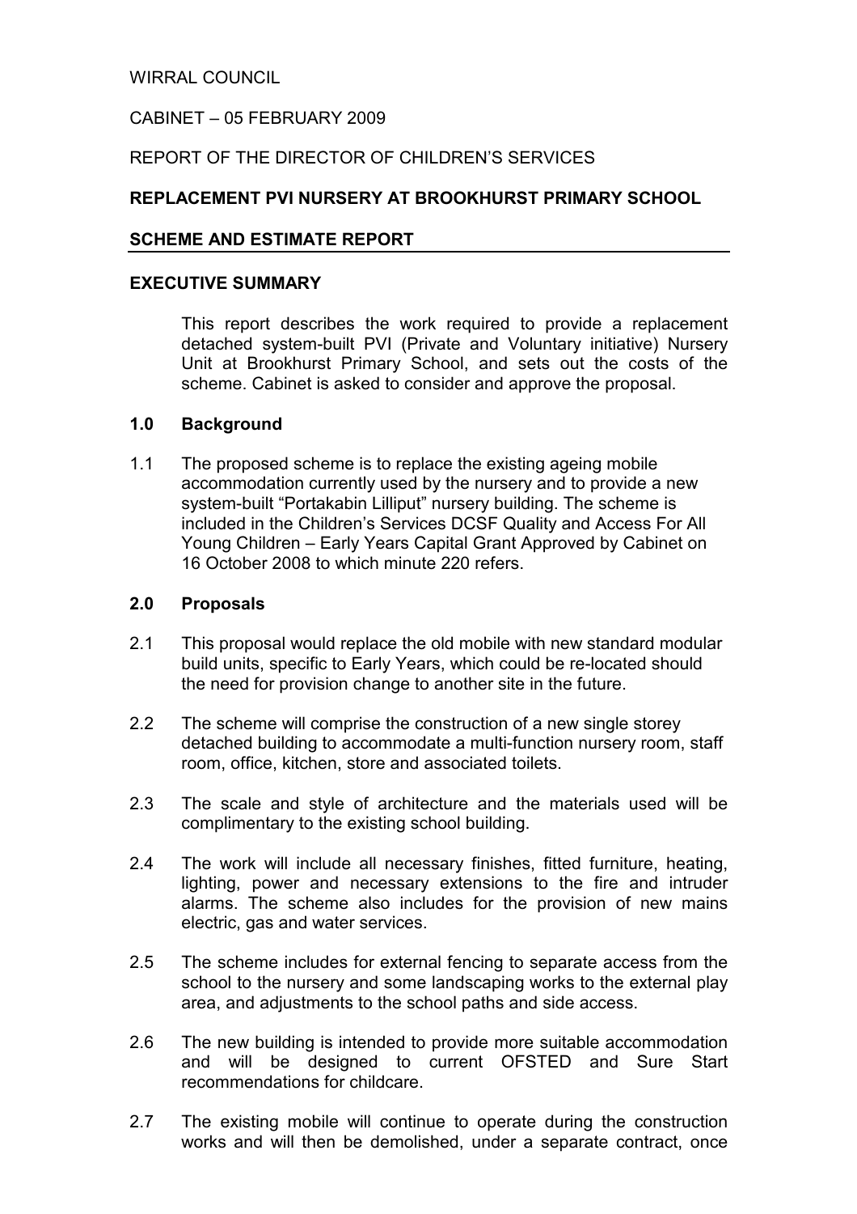WIRRAL COUNCIL

CABINET – 05 FEBRUARY 2009

REPORT OF THE DIRECTOR OF CHILDREN'S SERVICES

**REPLACEMENT PVI NURSERY AT BROOKHURST PRIMARY SCHOOL**

**SCHEME AND ESTIMATE REPORT**

**EXECUTIVE SUMMARY**

This report describes the work required to provide a replacement detached system-built PVI (Private and Voluntary initiative) Nursery Unit at Brookhurst Primary School, and sets out the costs of the scheme. Cabinet is asked to consider and approve the proposal.

**1.0 Background**

1.1 The proposed scheme is to replace the existing ageing mobile accommodation currently used by the nursery and to provide a new system-built "Portakabin Lilliput" nursery building. The scheme is included in the Children's Services DCSF Quality and Access For All Young Children – Early Years Capital Grant Approved by Cabinet on 16 October 2008 to which minute 220 refers.

**2.0 Proposals**

2.1 This proposal would replace the old mobile with new standard modular build units, specific to Early Years, which could be re-located should the need for provision change to another site in the future.

2.2 The scheme will comprise the construction of a new single storey detached building to accommodate a multi-function nursery room, staff room, office, kitchen, store and associated toilets.

2.3 The scale and style of architecture and the materials used will be complimentary to the existing school building.

2.4 The work will include all necessary finishes, fitted furniture, heating, lighting, power and necessary extensions to the fire and intruder alarms. The scheme also includes for the provision of new mains electric, gas and water services.

2.5 The scheme includes for external fencing to separate access from the school to the nursery and some landscaping works to the external play area, and adjustments to the school paths and side access.

2.6 The new building is intended to provide more suitable accommodation and will be designed to current OFSTED and Sure Start recommendations for childcare.

2.7 The existing mobile will continue to operate during the construction works and will then be demolished, under a separate contract, once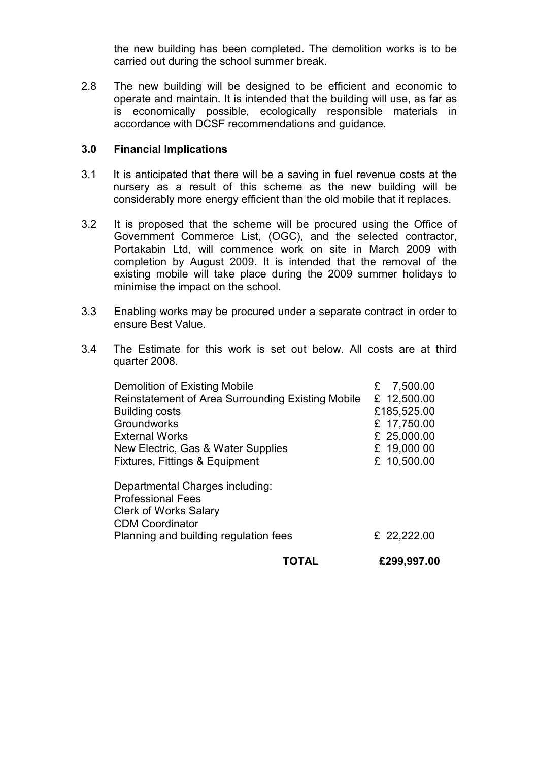the new building has been completed. The demolition works is to be carried out during the school summer break.

2.8 The new building will be designed to be efficient and economic to operate and maintain. It is intended that the building will use, as far as is economically possible, ecologically responsible materials in accordance with DCSF recommendations and guidance.

### 3.0 Financial Implications

3.1 It is anticipated that there will be a saving in fuel revenue costs at the nursery as a result of this scheme as the new building will be considerably more energy efficient than the old mobile that it replaces.

3.2 It is proposed that the scheme will be procured using the Office of Government Commerce List, (OGC), and the selected contractor, Portakabin Ltd, will commence work on site in March 2009 with completion by August 2009. It is intended that the removal of the existing mobile will take place during the 2009 summer holidays to minimise the impact on the school.

3.3 Enabling works may be procured under a separate contract in order to ensure Best Value.

3.4 The Estimate for this work is set out below. All costs are at third quarter 2008.

| | |
|---|---|
| Demolition of Existing Mobile | £ 7,500.00 |
| Reinstatement of Area Surrounding Existing Mobile | £ 12,500.00 |
| Building costs | £185,525.00 |
| Groundworks | £ 17,750.00 |
| External Works | £ 25,000.00 |
| New Electric, Gas & Water Supplies | £ 19,000 00 |
| Fixtures, Fittings & Equipment | £ 10,500.00 |
| Departmental Charges including:<br>Professional Fees<br>Clerk of Works Salary<br>CDM Coordinator<br>Planning and building regulation fees | £ 22,222.00 |
| **TOTAL** | **£299,997.00** |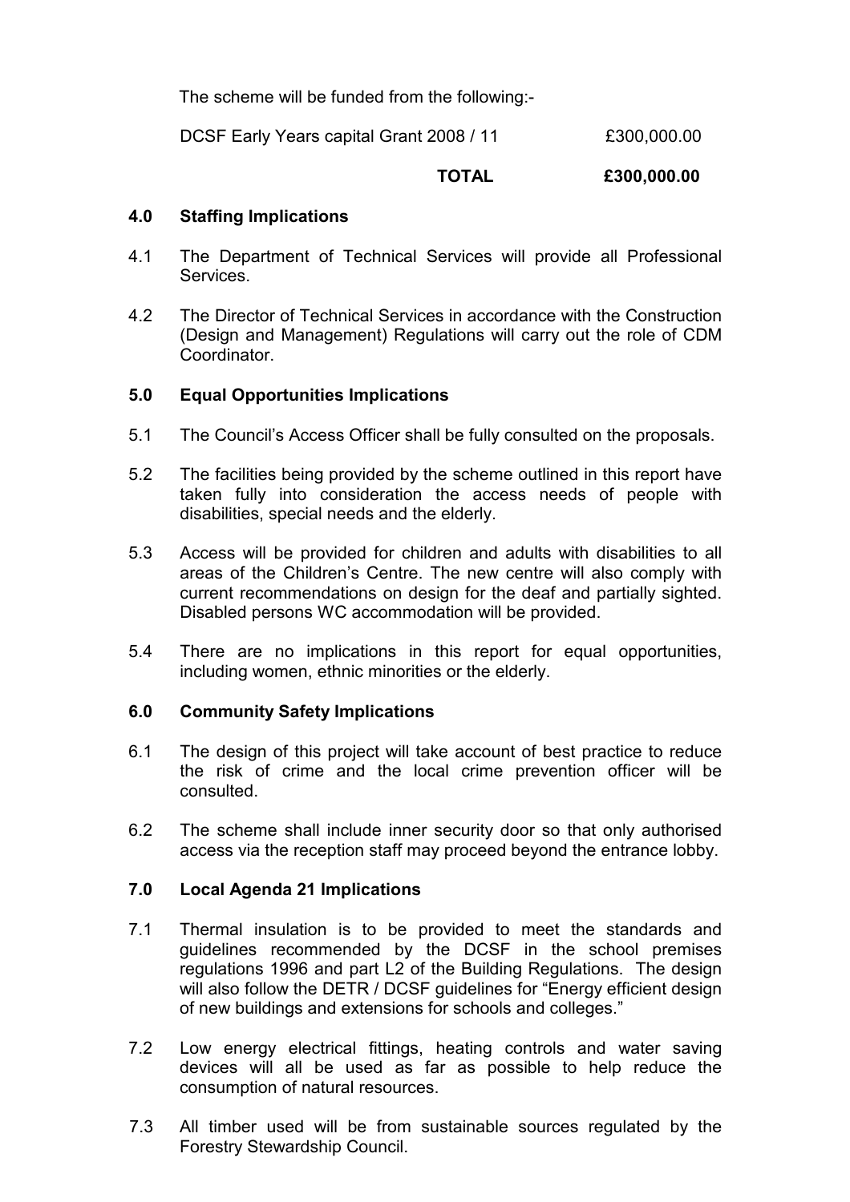The scheme will be funded from the following:-

| | |
|---|---|
| DCSF Early Years capital Grant 2008 / 11 | £300,000.00 |
| **TOTAL** | **£300,000.00** |

## 4.0 Staffing Implications

4.1 The Department of Technical Services will provide all Professional Services.

4.2 The Director of Technical Services in accordance with the Construction (Design and Management) Regulations will carry out the role of CDM Coordinator.

## 5.0 Equal Opportunities Implications

5.1 The Council's Access Officer shall be fully consulted on the proposals.

5.2 The facilities being provided by the scheme outlined in this report have taken fully into consideration the access needs of people with disabilities, special needs and the elderly.

5.3 Access will be provided for children and adults with disabilities to all areas of the Children's Centre. The new centre will also comply with current recommendations on design for the deaf and partially sighted. Disabled persons WC accommodation will be provided.

5.4 There are no implications in this report for equal opportunities, including women, ethnic minorities or the elderly.

## 6.0 Community Safety Implications

6.1 The design of this project will take account of best practice to reduce the risk of crime and the local crime prevention officer will be consulted.

6.2 The scheme shall include inner security door so that only authorised access via the reception staff may proceed beyond the entrance lobby.

## 7.0 Local Agenda 21 Implications

7.1 Thermal insulation is to be provided to meet the standards and guidelines recommended by the DCSF in the school premises regulations 1996 and part L2 of the Building Regulations. The design will also follow the DETR / DCSF guidelines for "Energy efficient design of new buildings and extensions for schools and colleges."

7.2 Low energy electrical fittings, heating controls and water saving devices will all be used as far as possible to help reduce the consumption of natural resources.

7.3 All timber used will be from sustainable sources regulated by the Forestry Stewardship Council.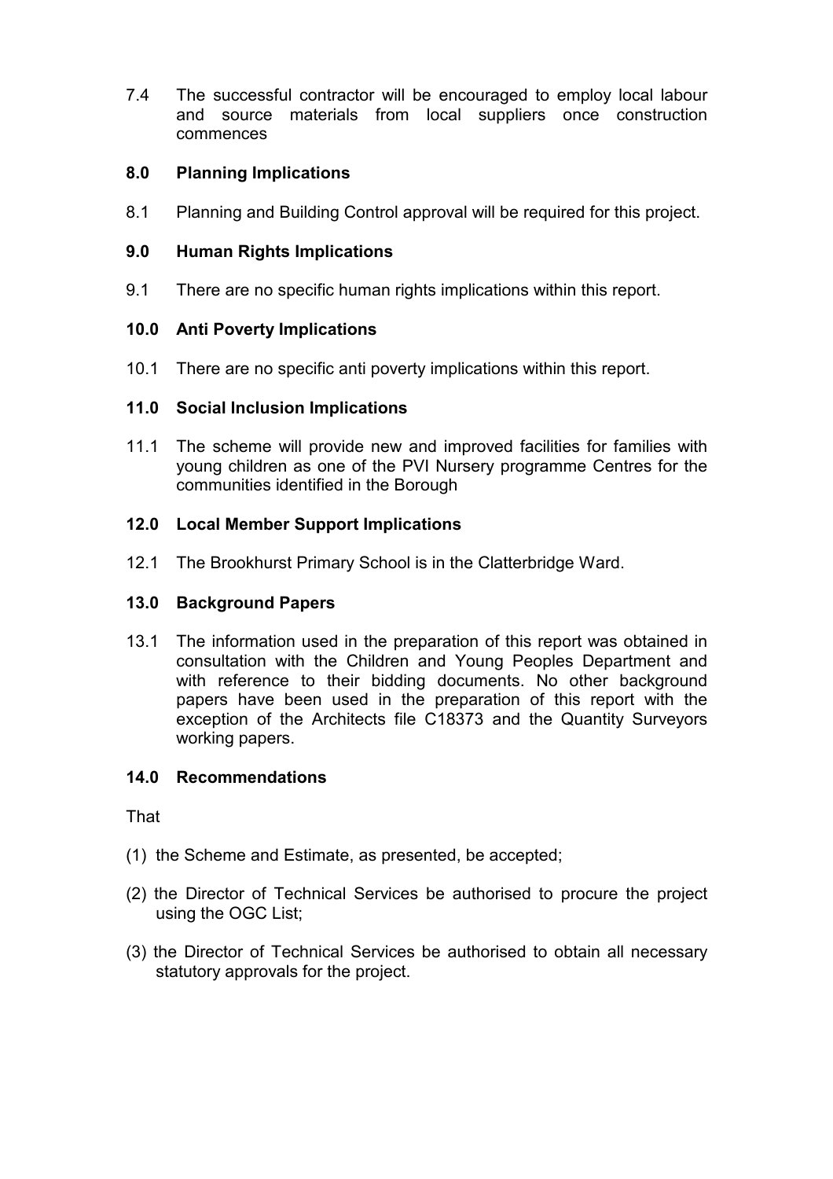7.4 The successful contractor will be encouraged to employ local labour and source materials from local suppliers once construction commences

## 8.0 Planning Implications

8.1 Planning and Building Control approval will be required for this project.

## 9.0 Human Rights Implications

9.1 There are no specific human rights implications within this report.

## 10.0 Anti Poverty Implications

10.1 There are no specific anti poverty implications within this report.

## 11.0 Social Inclusion Implications

11.1 The scheme will provide new and improved facilities for families with young children as one of the PVI Nursery programme Centres for the communities identified in the Borough

## 12.0 Local Member Support Implications

12.1 The Brookhurst Primary School is in the Clatterbridge Ward.

## 13.0 Background Papers

13.1 The information used in the preparation of this report was obtained in consultation with the Children and Young Peoples Department and with reference to their bidding documents. No other background papers have been used in the preparation of this report with the exception of the Architects file C18373 and the Quantity Surveyors working papers.

## 14.0 Recommendations

That

(1) the Scheme and Estimate, as presented, be accepted;

(2) the Director of Technical Services be authorised to procure the project using the OGC List;

(3) the Director of Technical Services be authorised to obtain all necessary statutory approvals for the project.